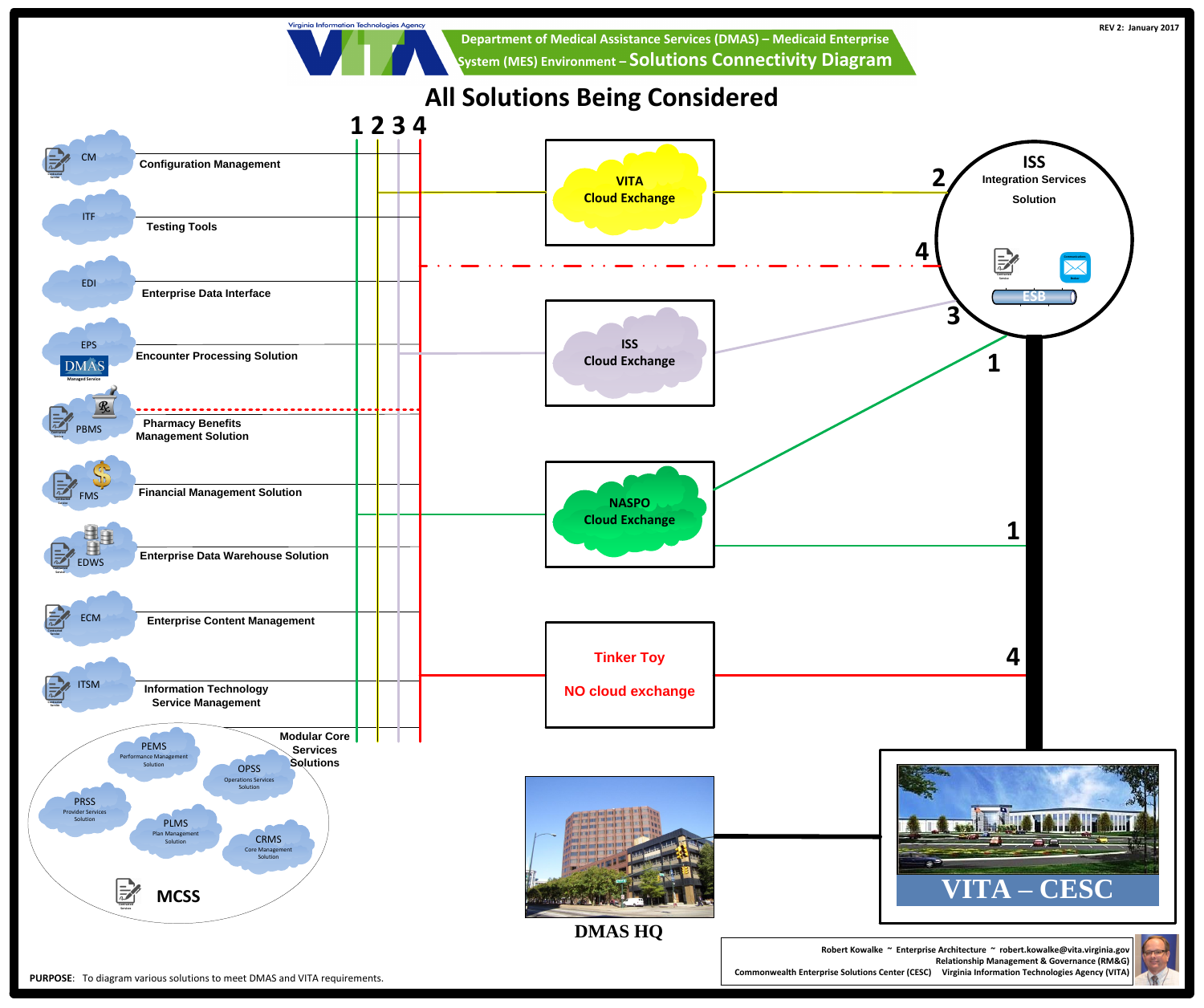Virginia Information Technologies Agency

VITA

**Department of Medical Assistance Services (DMAS) – Medicaid Enterprise System (MES) Environment – Solutions Connectivity Diagram**

REV 2: January 2017

# All Solutions Being Considered

1 2 3 4

- CM — Configuration Management
- ITF — Testing Tools
- EDI — Enterprise Data Interface
- EPS — Encounter Processing Solution (DMAS Managed Service)
- PBMS — Pharmacy Benefits Management Solution
- FMS — Financial Management Solution
- EDWS — Enterprise Data Warehouse Solution
- ECM — Enterprise Content Management
- ITSM — Information Technology Service Management

Modular Core Services Solutions

**MCSS**

- PEMS — Performance Management Solution
- OPSS — Operations Services Solution
- PRSS — Provider Services Solution
- PLMS — Plan Management Solution
- CRMS — Core Management Solution

VITA Cloud Exchange

ISS Cloud Exchange

NASPO Cloud Exchange

Tinker Toy

NO cloud exchange

**ISS**
Integration Services Solution

ESB

**DMAS HQ**

**VITA – CESC**

Robert Kowalke ~ Enterprise Architecture ~ robert.kowalke@vita.virginia.gov
Relationship Management & Governance (RM&G)
Commonwealth Enterprise Solutions Center (CESC) Virginia Information Technologies Agency (VITA)

**PURPOSE**: To diagram various solutions to meet DMAS and VITA requirements.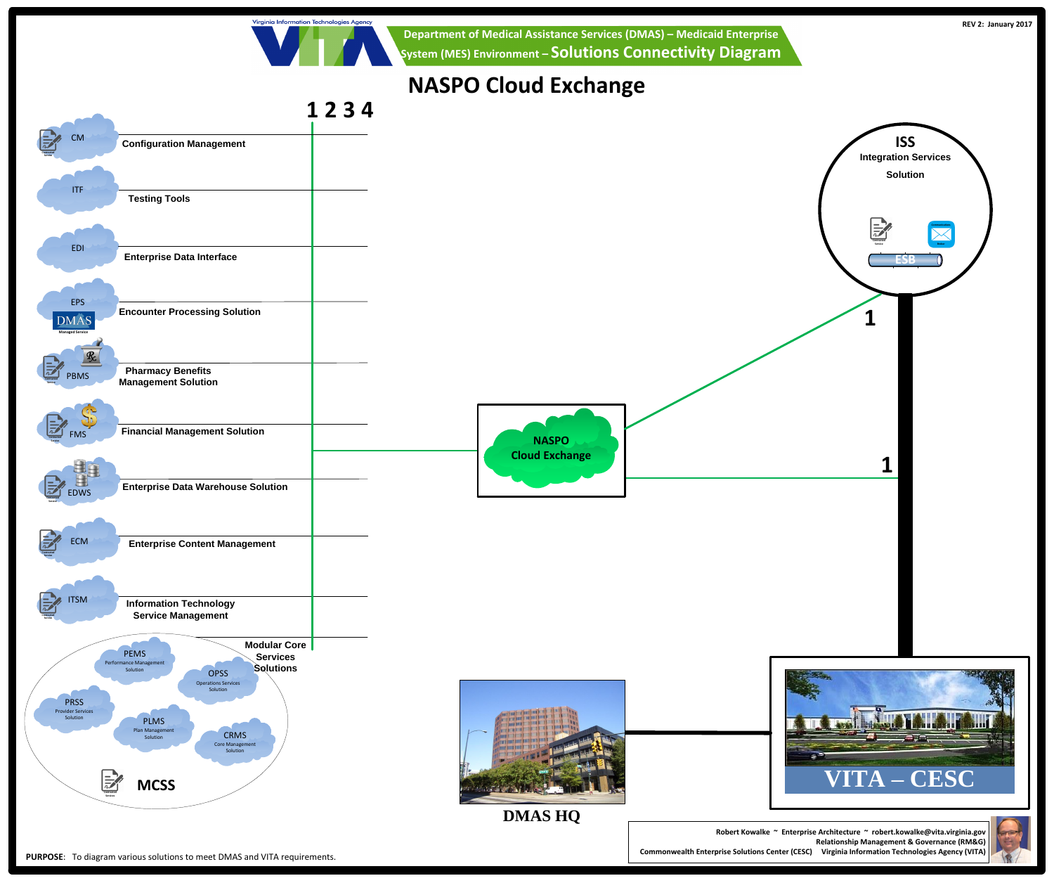REV 2: January 2017

Virginia Information Technologies Agency

VITA

**Department of Medical Assistance Services (DMAS) – Medicaid Enterprise System (MES) Environment – Solutions Connectivity Diagram**

# NASPO Cloud Exchange

1 2 3 4

- CM — **Configuration Management**
- ITF — **Testing Tools**
- EDI — **Enterprise Data Interface**
- EPS (DMAS Managed Service) — **Encounter Processing Solution**
- PBMS — **Pharmacy Benefits Management Solution**
- FMS — **Financial Management Solution**
- EDWS — **Enterprise Data Warehouse Solution**
- ECM — **Enterprise Content Management**
- ITSM — **Information Technology Service Management**
- **Modular Core Services Solutions**

**MCSS**

- PEMS — Performance Management Solution
- OPSS — Operations Services Solution
- PRSS — Provider Services Solution
- PLMS — Plan Management Solution
- CRMS — Core Management Solution

**NASPO Cloud Exchange**

**ISS** — **Integration Services Solution** (ESB)

1

1

**DMAS HQ**

**VITA – CESC**

**PURPOSE**: To diagram various solutions to meet DMAS and VITA requirements.

Robert Kowalke ~ Enterprise Architecture ~ robert.kowalke@vita.virginia.gov
Relationship Management & Governance (RM&G)
Commonwealth Enterprise Solutions Center (CESC) Virginia Information Technologies Agency (VITA)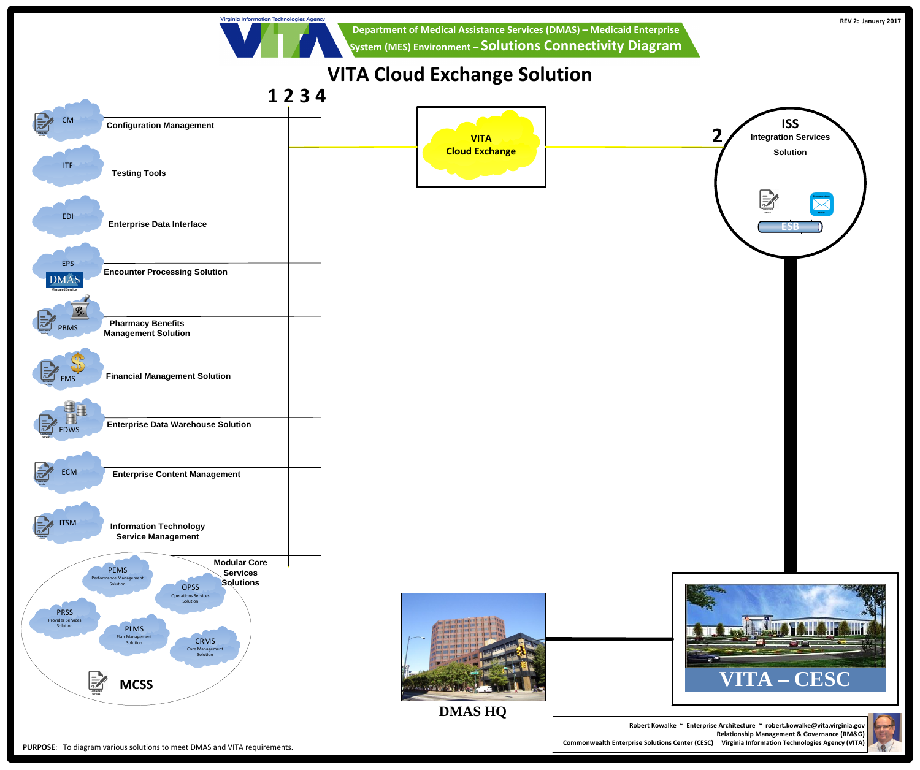Virginia Information Technologies Agency

**Department of Medical Assistance Services (DMAS) – Medicaid Enterprise System (MES) Environment – Solutions Connectivity Diagram**

REV 2: January 2017

# VITA Cloud Exchange Solution

**1 2 3 4**

- CM — **Configuration Management**
- ITF — **Testing Tools**
- EDI — **Enterprise Data Interface**
- EPS — DMAS Managed Service — **Encounter Processing Solution**
- PBMS — **Pharmacy Benefits Management Solution**
- FMS — **Financial Management Solution**
- EDWS — **Enterprise Data Warehouse Solution**
- ECM — **Enterprise Content Management**
- ITSM — **Information Technology Service Management**

**Modular Core Services Solutions**

- PEMS — Performance Management Solution
- OPSS — Operations Services Solution
- PRSS — Provider Services Solution
- PLMS — Plan Management Solution
- CRMS — Core Management Solution

**MCSS**

**VITA Cloud Exchange**

**2**

**ISS**
Integration Services Solution

ESB

**DMAS HQ**

**VITA – CESC**

Robert Kowalke ~ Enterprise Architecture ~ robert.kowalke@vita.virginia.gov
Relationship Management & Governance (RM&G)
Commonwealth Enterprise Solutions Center (CESC) Virginia Information Technologies Agency (VITA)

**PURPOSE**: To diagram various solutions to meet DMAS and VITA requirements.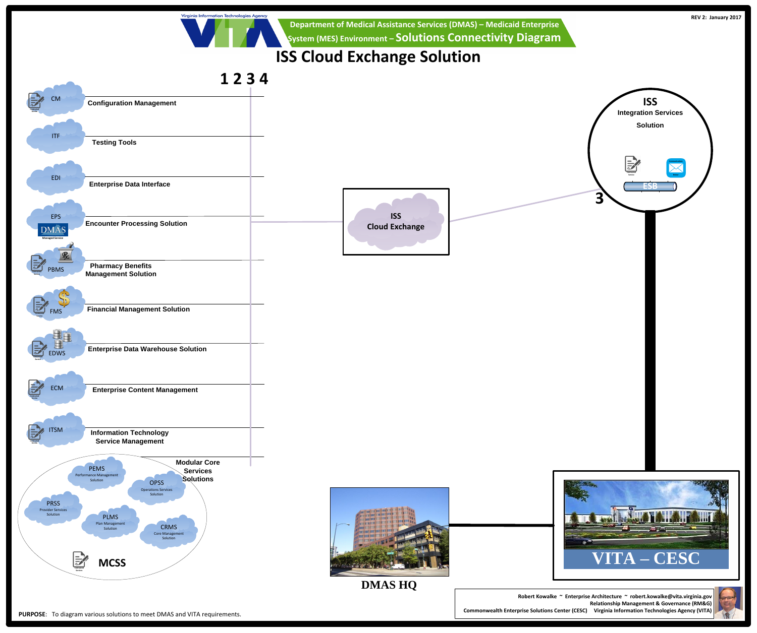Virginia Information Technologies Agency

REV 2: January 2017

## Department of Medical Assistance Services (DMAS) – Medicaid Enterprise System (MES) Environment – Solutions Connectivity Diagram

# ISS Cloud Exchange Solution

1 2 3 4

- CM – Configuration Management
- ITF – Testing Tools
- EDI – Enterprise Data Interface
- EPS – Encounter Processing Solution (DMAS Managed Service)
- PBMS – Pharmacy Benefits Management Solution
- FMS – Financial Management Solution
- EDWS – Enterprise Data Warehouse Solution
- ECM – Enterprise Content Management
- ITSM – Information Technology Service Management

**MCSS** – Modular Core Services Solutions

- PEMS – Performance Management Solution
- OPSS – Operations Services Solution
- PRSS – Provider Services Solution
- PLMS – Plan Management Solution
- CRMS – Core Management Solution

**ISS Cloud Exchange**

**ISS** Integration Services Solution

ESB

3

**DMAS HQ**

**VITA – CESC**

Robert Kowalke ~ Enterprise Architecture ~ robert.kowalke@vita.virginia.gov
Relationship Management & Governance (RM&G)
Commonwealth Enterprise Solutions Center (CESC) Virginia Information Technologies Agency (VITA)

**PURPOSE**: To diagram various solutions to meet DMAS and VITA requirements.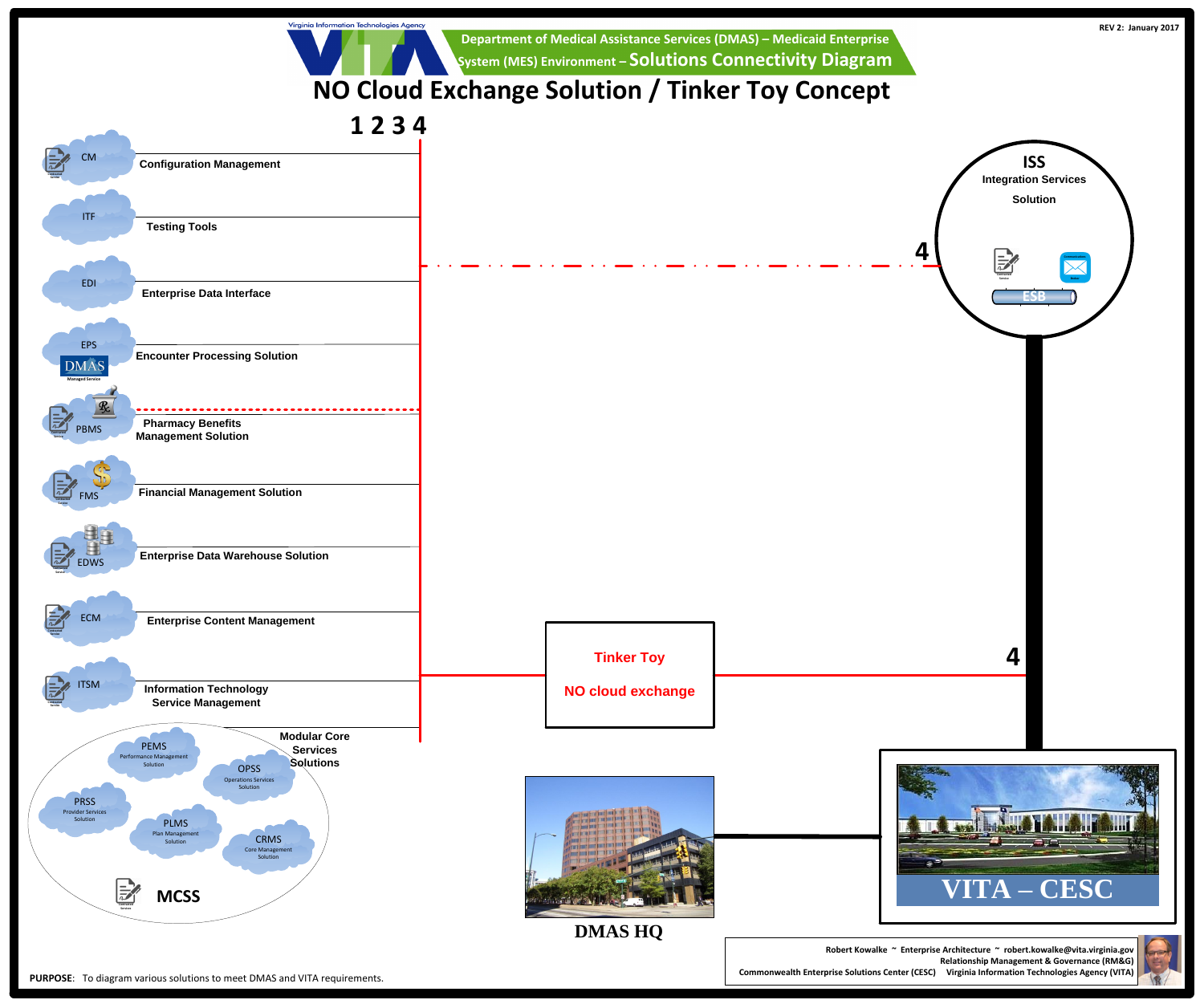REV 2: January 2017

Virginia Information Technologies Agency

VITA

Department of Medical Assistance Services (DMAS) – Medicaid Enterprise System (MES) Environment – **Solutions Connectivity Diagram**

# NO Cloud Exchange Solution / Tinker Toy Concept

**1 2 3 4**

CM **Configuration Management**

ITF **Testing Tools**

EDI **Enterprise Data Interface**

EPS **Encounter Processing Solution**

DMAS Managed Service

PBMS **Pharmacy Benefits Management Solution**

FMS **Financial Management Solution**

EDWS **Enterprise Data Warehouse Solution**

ECM **Enterprise Content Management**

ITSM **Information Technology Service Management**

**Modular Core Services Solutions**

PEMS Performance Management Solution

OPSS Operations Services Solution

PRSS Provider Services Solution

PLMS Plan Management Solution

CRMS Core Management Solution

**MCSS**

**ISS**

**Integration Services Solution**

ESB

**4**

**4**

**Tinker Toy**

**NO cloud exchange**

**DMAS HQ**

**VITA – CESC**

Robert Kowalke ~ Enterprise Architecture ~ robert.kowalke@vita.virginia.gov
Relationship Management & Governance (RM&G)
Commonwealth Enterprise Solutions Center (CESC) Virginia Information Technologies Agency (VITA)

**PURPOSE**: To diagram various solutions to meet DMAS and VITA requirements.